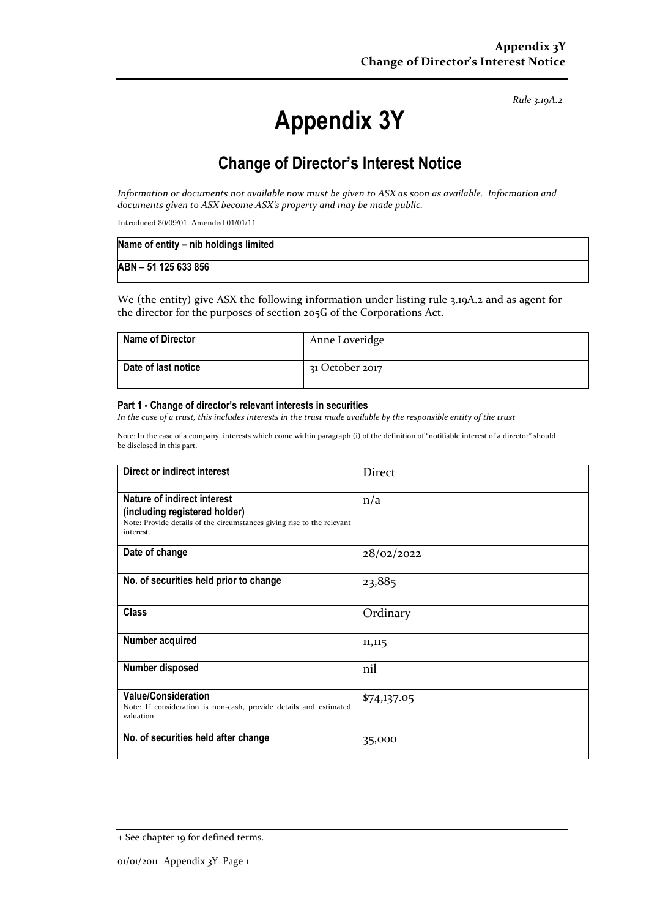*Rule 3.19A.2*

# Appendix 3Y

## Change of Director's Interest Notice

*Information or documents not available now must be given to ASX as soon as available. Information and documents given to ASX become ASX's property and may be made public.*

Introduced 30/09/01 Amended 01/01/11

| **Name of entity – nib holdings limited** |
|---|
| **ABN – 51 125 633 856** |

We (the entity) give ASX the following information under listing rule 3.19A.2 and as agent for the director for the purposes of section 205G of the Corporations Act.

| **Name of Director** | Anne Loveridge |
|---|---|
| **Date of last notice** | 31 October 2017 |

#### Part 1 - Change of director's relevant interests in securities

*In the case of a trust, this includes interests in the trust made available by the responsible entity of the trust*

Note: In the case of a company, interests which come within paragraph (i) of the definition of "notifiable interest of a director" should be disclosed in this part.

| **Direct or indirect interest** | Direct |
|---|---|
| **Nature of indirect interest (including registered holder)** Note: Provide details of the circumstances giving rise to the relevant interest. | n/a |
| **Date of change** | 28/02/2022 |
| **No. of securities held prior to change** | 23,885 |
| **Class** | Ordinary |
| **Number acquired** | 11,115 |
| **Number disposed** | nil |
| **Value/Consideration** Note: If consideration is non-cash, provide details and estimated valuation | $74,137.05 |
| **No. of securities held after change** | 35,000 |

+ See chapter 19 for defined terms.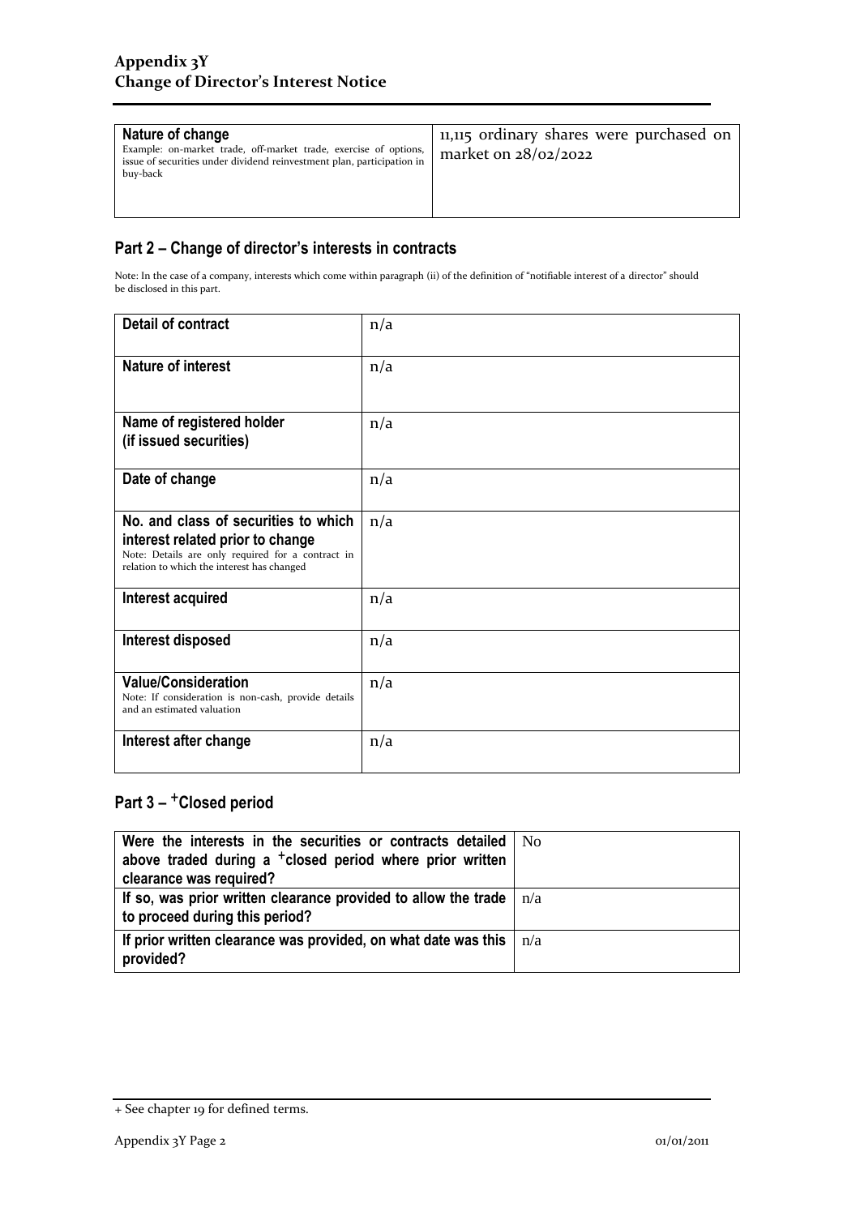| | |
|---|---|
| **Nature of change**<br>Example: on-market trade, off-market trade, exercise of options, issue of securities under dividend reinvestment plan, participation in buy-back | 11,115 ordinary shares were purchased on market on 28/02/2022 |

## Part 2 – Change of director's interests in contracts

Note: In the case of a company, interests which come within paragraph (ii) of the definition of "notifiable interest of a director" should be disclosed in this part.

| | |
|---|---|
| **Detail of contract** | n/a |
| **Nature of interest** | n/a |
| **Name of registered holder (if issued securities)** | n/a |
| **Date of change** | n/a |
| **No. and class of securities to which interest related prior to change**<br>Note: Details are only required for a contract in relation to which the interest has changed | n/a |
| **Interest acquired** | n/a |
| **Interest disposed** | n/a |
| **Value/Consideration**<br>Note: If consideration is non-cash, provide details and an estimated valuation | n/a |
| **Interest after change** | n/a |

## Part 3 – +Closed period

| | |
|---|---|
| **Were the interests in the securities or contracts detailed above traded during a +closed period where prior written clearance was required?** | No |
| **If so, was prior written clearance provided to allow the trade to proceed during this period?** | n/a |
| **If prior written clearance was provided, on what date was this provided?** | n/a |

+ See chapter 19 for defined terms.